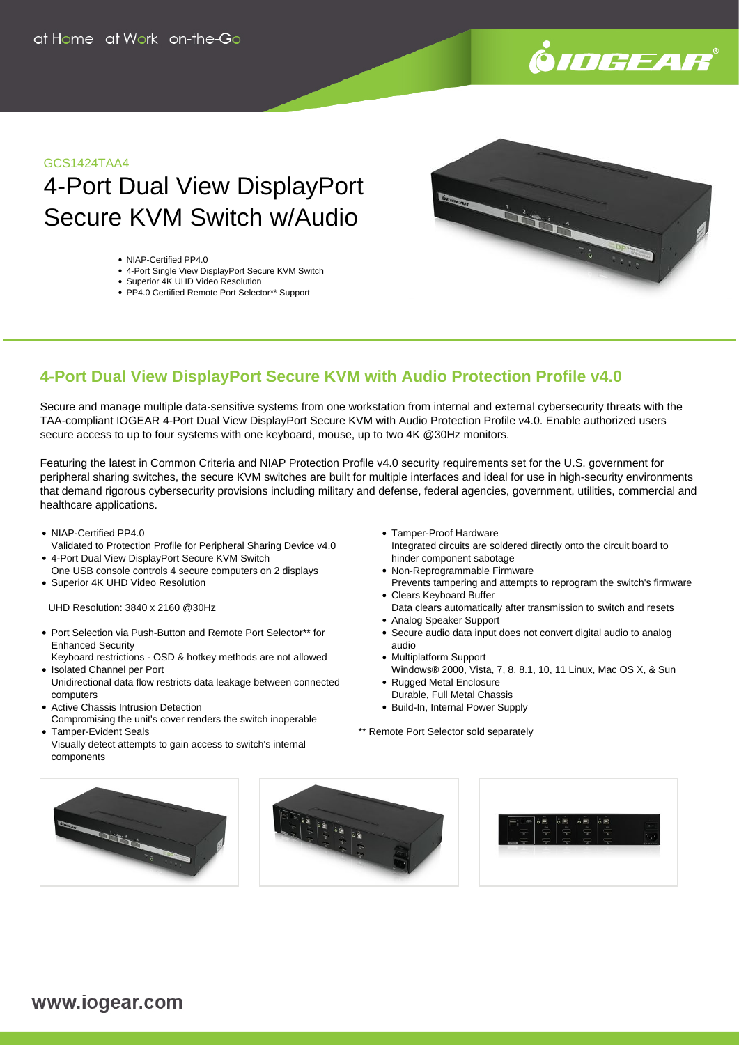at Home at Work on-the-Go

GCS1424TAA4

# 4-Port Dual View DisplayPort Secure KVM Switch w/Audio

- NIAP-Certified PP4.0
- 4-Port Single View DisplayPort Secure KVM Switch
- Superior 4K UHD Video Resolution
- PP4.0 Certified Remote Port Selector** Support

## 4-Port Dual View DisplayPort Secure KVM with Audio Protection Profile v4.0

Secure and manage multiple data-sensitive systems from one workstation from internal and external cybersecurity threats with the TAA-compliant IOGEAR 4-Port Dual View DisplayPort Secure KVM with Audio Protection Profile v4.0. Enable authorized users secure access to up to four systems with one keyboard, mouse, up to two 4K @30Hz monitors.

Featuring the latest in Common Criteria and NIAP Protection Profile v4.0 security requirements set for the U.S. government for peripheral sharing switches, the secure KVM switches are built for multiple interfaces and ideal for use in high-security environments that demand rigorous cybersecurity provisions including military and defense, federal agencies, government, utilities, commercial and healthcare applications.

- NIAP-Certified PP4.0
  Validated to Protection Profile for Peripheral Sharing Device v4.0
- 4-Port Dual View DisplayPort Secure KVM Switch
  One USB console controls 4 secure computers on 2 displays
- Superior 4K UHD Video Resolution

  UHD Resolution: 3840 x 2160 @30Hz

- Port Selection via Push-Button and Remote Port Selector** for Enhanced Security
  Keyboard restrictions - OSD & hotkey methods are not allowed
- Isolated Channel per Port
  Unidirectional data flow restricts data leakage between connected computers
- Active Chassis Intrusion Detection
  Compromising the unit's cover renders the switch inoperable
- Tamper-Evident Seals
  Visually detect attempts to gain access to switch's internal components
- Tamper-Proof Hardware
  Integrated circuits are soldered directly onto the circuit board to hinder component sabotage
- Non-Reprogrammable Firmware
  Prevents tampering and attempts to reprogram the switch's firmware
- Clears Keyboard Buffer
  Data clears automatically after transmission to switch and resets
- Analog Speaker Support
- Secure audio data input does not convert digital audio to analog audio
- Multiplatform Support
  Windows® 2000, Vista, 7, 8, 8.1, 10, 11 Linux, Mac OS X, & Sun
- Rugged Metal Enclosure
  Durable, Full Metal Chassis
- Build-In, Internal Power Supply

** Remote Port Selector sold separately

www.iogear.com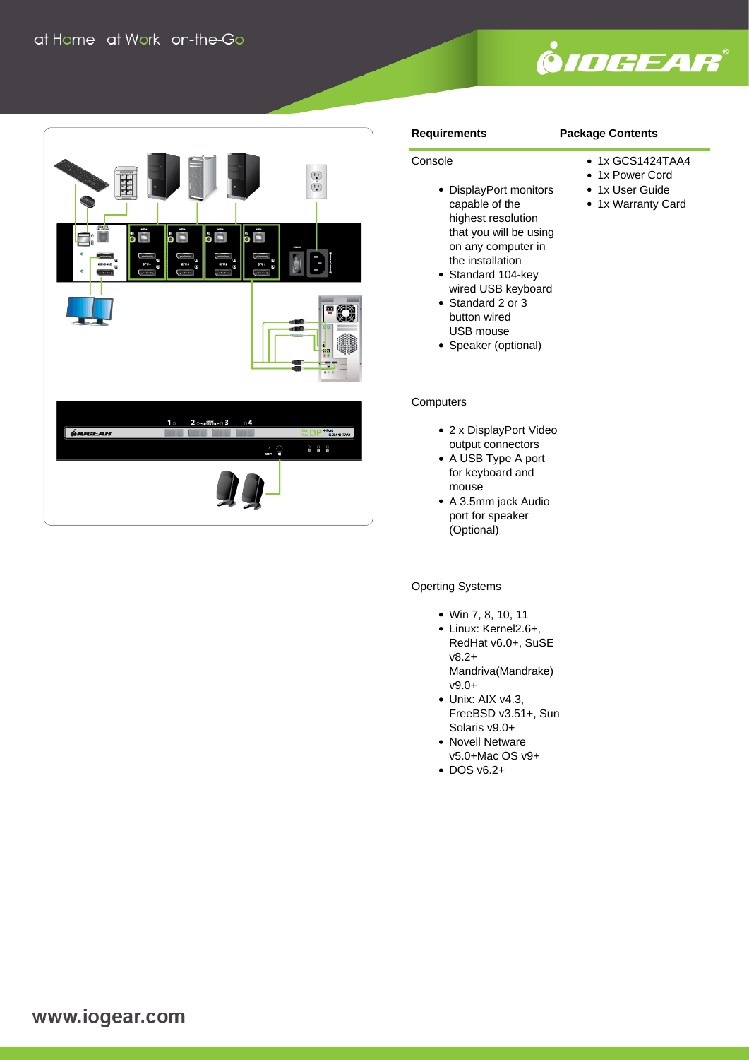**Requirements**

Console

- DisplayPort monitors capable of the highest resolution that you will be using on any computer in the installation
- Standard 104-key wired USB keyboard
- Standard 2 or 3 button wired USB mouse
- Speaker (optional)

Computers

- 2 x DisplayPort Video output connectors
- A USB Type A port for keyboard and mouse
- A 3.5mm jack Audio port for speaker (Optional)

Operting Systems

- Win 7, 8, 10, 11
- Linux: Kernel2.6+, RedHat v6.0+, SuSE v8.2+ Mandriva(Mandrake) v9.0+
- Unix: AIX v4.3, FreeBSD v3.51+, Sun Solaris v9.0+
- Novell Netware v5.0+Mac OS v9+
- DOS v6.2+

**Package Contents**

- 1x GCS1424TAA4
- 1x Power Cord
- 1x User Guide
- 1x Warranty Card

www.iogear.com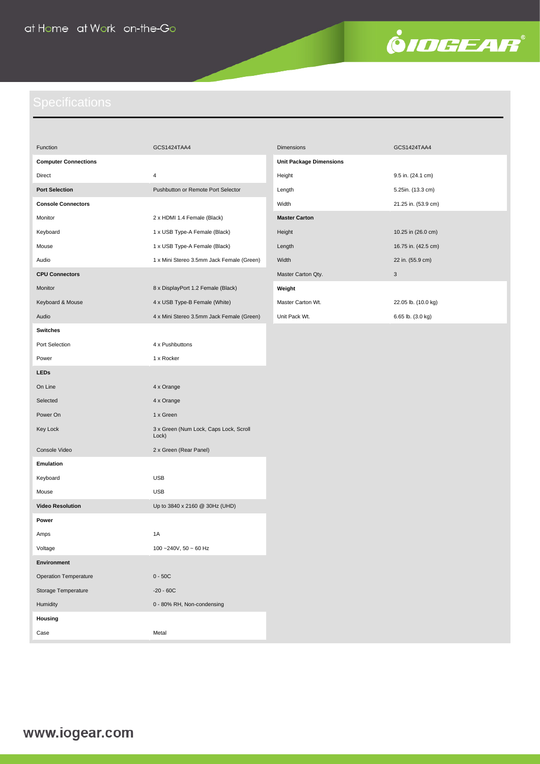## Specifications

| Function | GCS1424TAA4 |
|---|---|
| **Computer Connections** | |
| Direct | 4 |
| **Port Selection** | Pushbutton or Remote Port Selector |
| **Console Connectors** | |
| Monitor | 2 x HDMI 1.4 Female (Black) |
| Keyboard | 1 x USB Type-A Female (Black) |
| Mouse | 1 x USB Type-A Female (Black) |
| Audio | 1 x Mini Stereo 3.5mm Jack Female (Green) |
| **CPU Connectors** | |
| Monitor | 8 x DisplayPort 1.2 Female (Black) |
| Keyboard & Mouse | 4 x USB Type-B Female (White) |
| Audio | 4 x Mini Stereo 3.5mm Jack Female (Green) |
| **Switches** | |
| Port Selection | 4 x Pushbuttons |
| Power | 1 x Rocker |
| **LEDs** | |
| On Line | 4 x Orange |
| Selected | 4 x Orange |
| Power On | 1 x Green |
| Key Lock | 3 x Green (Num Lock, Caps Lock, Scroll Lock) |
| Console Video | 2 x Green (Rear Panel) |
| **Emulation** | |
| Keyboard | USB |
| Mouse | USB |
| **Video Resolution** | Up to 3840 x 2160 @ 30Hz (UHD) |
| **Power** | |
| Amps | 1A |
| Voltage | 100 ~240V, 50 ~ 60 Hz |
| **Environment** | |
| Operation Temperature | 0 - 50C |
| Storage Temperature | -20 - 60C |
| Humidity | 0 - 80% RH, Non-condensing |
| **Housing** | |
| Case | Metal |

| Dimensions | GCS1424TAA4 |
|---|---|
| **Unit Package Dimensions** | |
| Height | 9.5 in. (24.1 cm) |
| Length | 5.25in. (13.3 cm) |
| Width | 21.25 in. (53.9 cm) |
| **Master Carton** | |
| Height | 10.25 in (26.0 cm) |
| Length | 16.75 in. (42.5 cm) |
| Width | 22 in. (55.9 cm) |
| Master Carton Qty. | 3 |
| **Weight** | |
| Master Carton Wt. | 22.05 lb. (10.0 kg) |
| Unit Pack Wt. | 6.65 lb. (3.0 kg) |